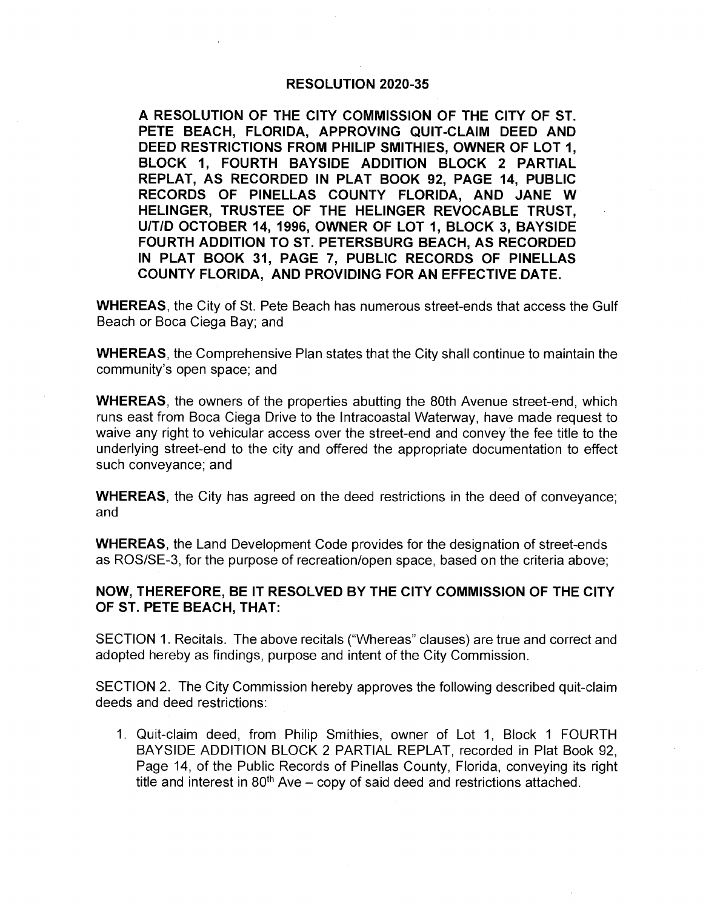# RESOLUTION 2020-35

**A RESOLUTION OF THE CITY COMMISSION OF THE CITY OF ST. PETE BEACH, FLORIDA, APPROVING QUIT-CLAIM DEED AND DEED RESTRICTIONS FROM PHILIP SMITHIES, OWNER OF LOT 1, BLOCK 1, FOURTH BAYSIDE ADDITION BLOCK 2 PARTIAL REPLAT, AS RECORDED IN PLAT BOOK 92, PAGE 14, PUBLIC RECORDS OF PINELLAS COUNTY FLORIDA, AND JANE W HELINGER, TRUSTEE OF THE HELINGER REVOCABLE TRUST, U/T/D OCTOBER 14, 1996, OWNER OF LOT 1, BLOCK 3, BAYSIDE FOURTH ADDITION TO ST. PETERSBURG BEACH, AS RECORDED IN PLAT BOOK 31, PAGE 7, PUBLIC RECORDS OF PINELLAS COUNTY FLORIDA, AND PROVIDING FOR AN EFFECTIVE DATE.**

**WHEREAS**, the City of St. Pete Beach has numerous street-ends that access the Gulf Beach or Boca Ciega Bay; and

**WHEREAS**, the Comprehensive Plan states that the City shall continue to maintain the community's open space; and

**WHEREAS**, the owners of the properties abutting the 80th Avenue street-end, which runs east from Boca Ciega Drive to the Intracoastal Waterway, have made request to waive any right to vehicular access over the street-end and convey the fee title to the underlying street-end to the city and offered the appropriate documentation to effect such conveyance; and

**WHEREAS**, the City has agreed on the deed restrictions in the deed of conveyance; and

**WHEREAS**, the Land Development Code provides for the designation of street-ends as ROS/SE-3, for the purpose of recreation/open space, based on the criteria above;

**NOW, THEREFORE, BE IT RESOLVED BY THE CITY COMMISSION OF THE CITY OF ST. PETE BEACH, THAT:**

SECTION 1. Recitals. The above recitals ("Whereas" clauses) are true and correct and adopted hereby as findings, purpose and intent of the City Commission.

SECTION 2. The City Commission hereby approves the following described quit-claim deeds and deed restrictions:

1. Quit-claim deed, from Philip Smithies, owner of Lot 1, Block 1 FOURTH BAYSIDE ADDITION BLOCK 2 PARTIAL REPLAT, recorded in Plat Book 92, Page 14, of the Public Records of Pinellas County, Florida, conveying its right title and interest in 80th Ave – copy of said deed and restrictions attached.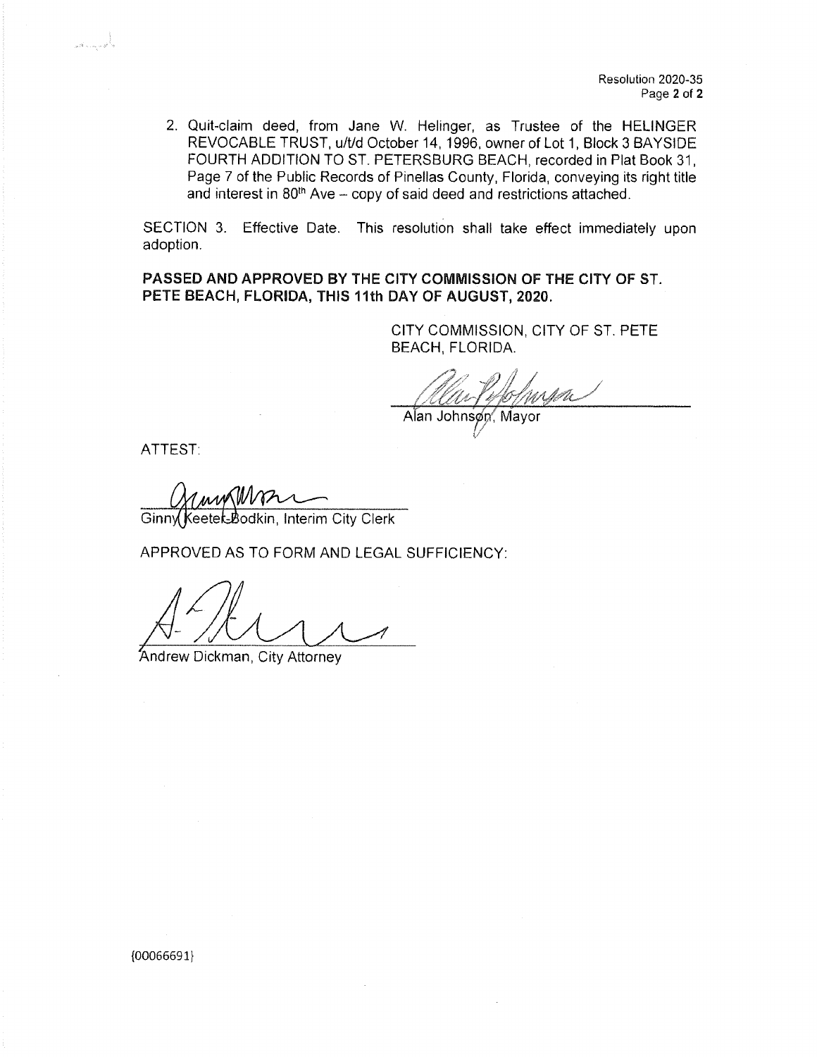2. Quit-claim deed, from Jane W. Helinger, as Trustee of the HELINGER REVOCABLE TRUST, u/t/d October 14, 1996, owner of Lot 1, Block 3 BAYSIDE FOURTH ADDITION TO ST. PETERSBURG BEACH, recorded in Plat Book 31, Page 7 of the Public Records of Pinellas County, Florida, conveying its right title and interest in 80th Ave – copy of said deed and restrictions attached.

SECTION 3. Effective Date. This resolution shall take effect immediately upon adoption.

**PASSED AND APPROVED BY THE CITY COMMISSION OF THE CITY OF ST. PETE BEACH, FLORIDA, THIS 11th DAY OF AUGUST, 2020.**

CITY COMMISSION, CITY OF ST. PETE BEACH, FLORIDA.

Alan Johnson, Mayor

ATTEST:

Ginny Keeter-Bodkin, Interim City Clerk

APPROVED AS TO FORM AND LEGAL SUFFICIENCY:

Andrew Dickman, City Attorney

{00066691}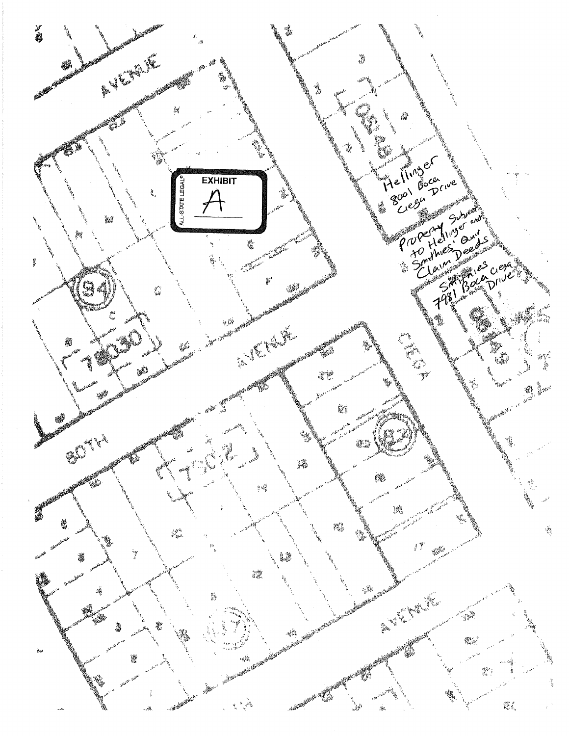EXHIBIT

A

Hellinger
8001 Boca
Ciega Drive

Property Subject
to Hellinger and
Smithies' Quit
Claim Deeds

Smithies
7981 Boca Ciega
Drive

AVENUE

80TH

AVENUE

CIEGA

AVENUE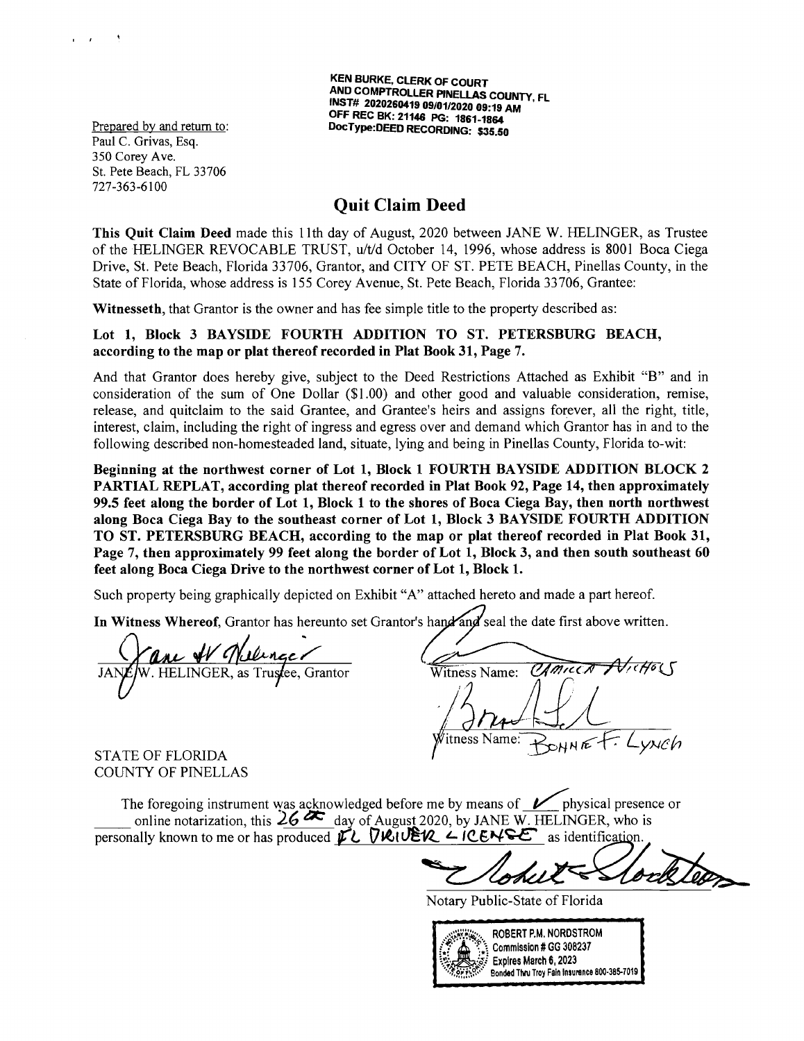KEN BURKE, CLERK OF COURT
AND COMPTROLLER PINELLAS COUNTY, FL
INST# 2020260419 09/01/2020 09:19 AM
OFF REC BK: 21146 PG: 1861-1864
DocType:DEED RECORDING: $35.50

Prepared by and return to:
Paul C. Grivas, Esq.
350 Corey Ave.
St. Pete Beach, FL 33706
727-363-6100

# Quit Claim Deed

**This Quit Claim Deed** made this 11th day of August, 2020 between JANE W. HELINGER, as Trustee of the HELINGER REVOCABLE TRUST, u/t/d October 14, 1996, whose address is 8001 Boca Ciega Drive, St. Pete Beach, Florida 33706, Grantor, and CITY OF ST. PETE BEACH, Pinellas County, in the State of Florida, whose address is 155 Corey Avenue, St. Pete Beach, Florida 33706, Grantee:

**Witnesseth**, that Grantor is the owner and has fee simple title to the property described as:

**Lot 1, Block 3 BAYSIDE FOURTH ADDITION TO ST. PETERSBURG BEACH, according to the map or plat thereof recorded in Plat Book 31, Page 7.**

And that Grantor does hereby give, subject to the Deed Restrictions Attached as Exhibit "B" and in consideration of the sum of One Dollar ($1.00) and other good and valuable consideration, remise, release, and quitclaim to the said Grantee, and Grantee's heirs and assigns forever, all the right, title, interest, claim, including the right of ingress and egress over and demand which Grantor has in and to the following described non-homesteaded land, situate, lying and being in Pinellas County, Florida to-wit:

**Beginning at the northwest corner of Lot 1, Block 1 FOURTH BAYSIDE ADDITION BLOCK 2 PARTIAL REPLAT, according plat thereof recorded in Plat Book 92, Page 14, then approximately 99.5 feet along the border of Lot 1, Block 1 to the shores of Boca Ciega Bay, then north northwest along Boca Ciega Bay to the southeast corner of Lot 1, Block 3 BAYSIDE FOURTH ADDITION TO ST. PETERSBURG BEACH, according to the map or plat thereof recorded in Plat Book 31, Page 7, then approximately 99 feet along the border of Lot 1, Block 3, and then south southeast 60 feet along Boca Ciega Drive to the northwest corner of Lot 1, Block 1.**

Such property being graphically depicted on Exhibit "A" attached hereto and made a part hereof.

**In Witness Whereof**, Grantor has hereunto set Grantor's hand and seal the date first above written.

Jane W Helinger
JANE W. HELINGER, as Trustee, Grantor

Witness Name: Carmilla Nichols

Witness Name: Bonnie F. Lynch

STATE OF FLORIDA
COUNTY OF PINELLAS

The foregoing instrument was acknowledged before me by means of ✓ physical presence or \_\_\_\_\_ online notarization, this 26th day of August 2020, by JANE W. HELINGER, who is personally known to me or has produced FL DRIVER LICENSE as identification.

Notary Public-State of Florida

ROBERT P.M. NORDSTROM
Commission # GG 308237
Expires March 6, 2023
Bonded Thru Troy Fain Insurance 800-385-7019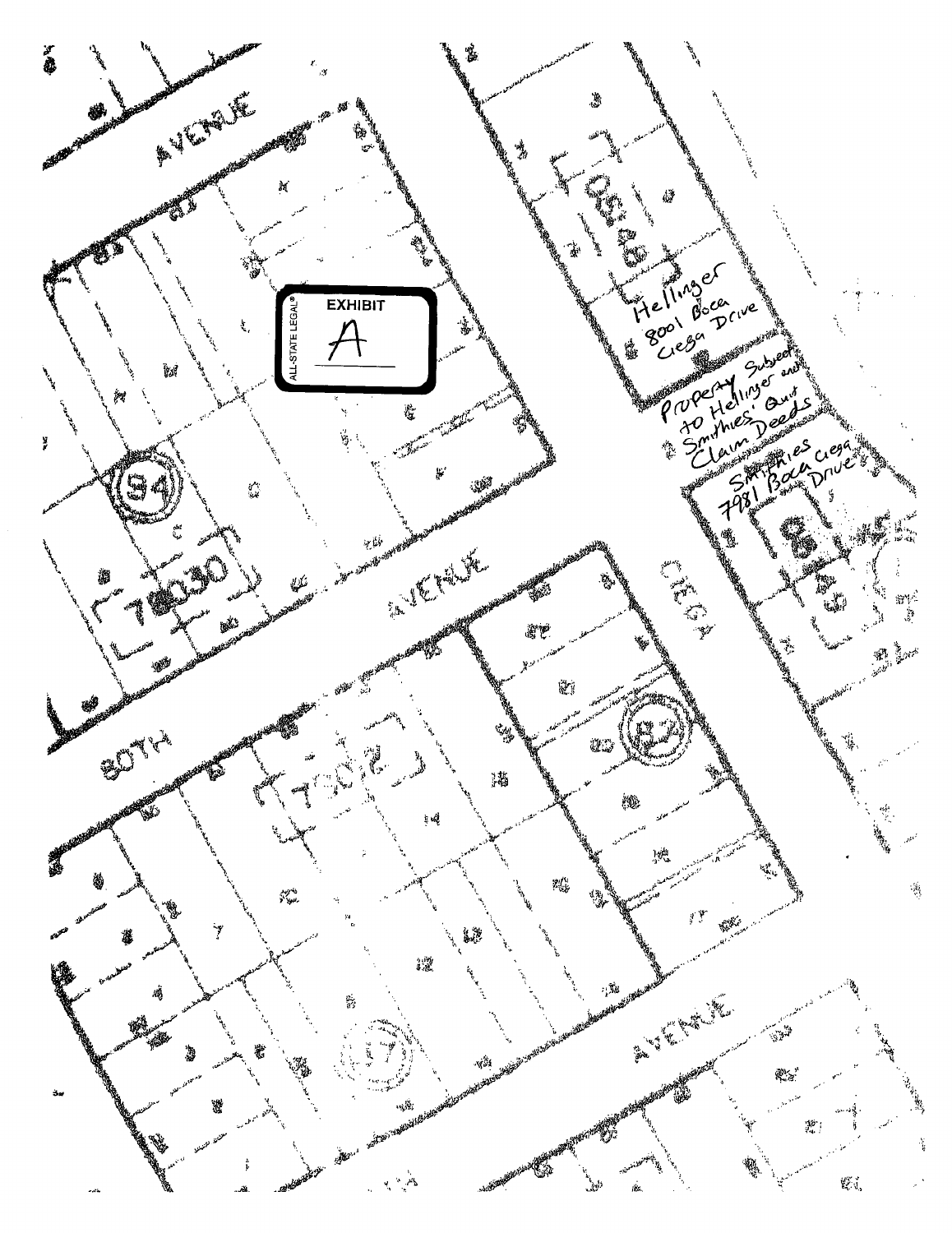**EXHIBIT**

**A**

AVENUE

80TH AVENUE

AVENUE

CIEGA

Hellinger
8001 Boca
Ciega Drive

Property Subject
to Hellinger and
Smithies' Quit
Claim Deeds

Smithies
7981 Boca Ciega
Drive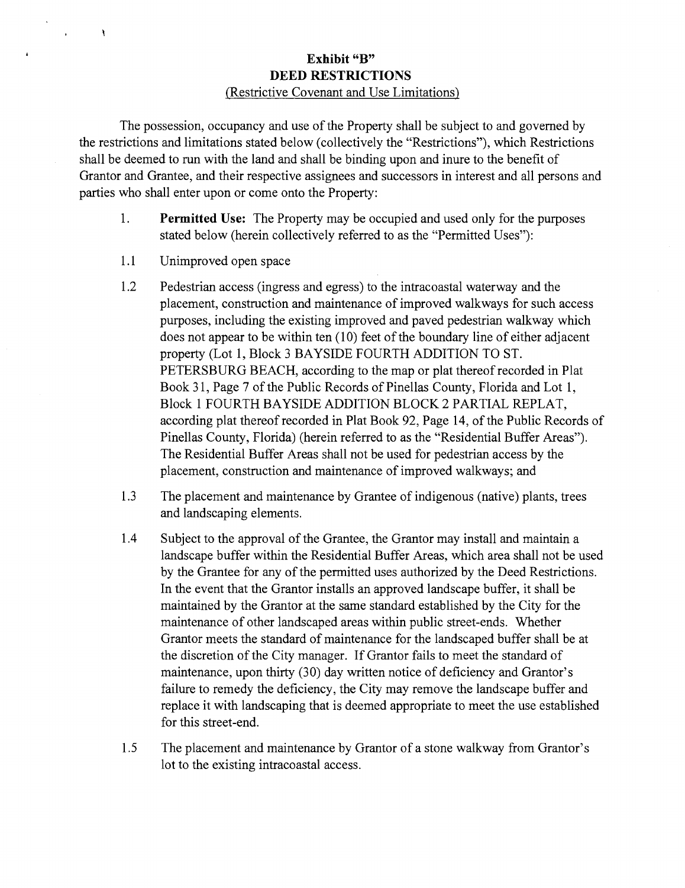**Exhibit "B"**
**DEED RESTRICTIONS**
(Restrictive Covenant and Use Limitations)

The possession, occupancy and use of the Property shall be subject to and governed by the restrictions and limitations stated below (collectively the "Restrictions"), which Restrictions shall be deemed to run with the land and shall be binding upon and inure to the benefit of Grantor and Grantee, and their respective assignees and successors in interest and all persons and parties who shall enter upon or come onto the Property:

1. **Permitted Use:** The Property may be occupied and used only for the purposes stated below (herein collectively referred to as the "Permitted Uses"):

1.1 Unimproved open space

1.2 Pedestrian access (ingress and egress) to the intracoastal waterway and the placement, construction and maintenance of improved walkways for such access purposes, including the existing improved and paved pedestrian walkway which does not appear to be within ten (10) feet of the boundary line of either adjacent property (Lot 1, Block 3 BAYSIDE FOURTH ADDITION TO ST. PETERSBURG BEACH, according to the map or plat thereof recorded in Plat Book 31, Page 7 of the Public Records of Pinellas County, Florida and Lot 1, Block 1 FOURTH BAYSIDE ADDITION BLOCK 2 PARTIAL REPLAT, according plat thereof recorded in Plat Book 92, Page 14, of the Public Records of Pinellas County, Florida) (herein referred to as the "Residential Buffer Areas"). The Residential Buffer Areas shall not be used for pedestrian access by the placement, construction and maintenance of improved walkways; and

1.3 The placement and maintenance by Grantee of indigenous (native) plants, trees and landscaping elements.

1.4 Subject to the approval of the Grantee, the Grantor may install and maintain a landscape buffer within the Residential Buffer Areas, which area shall not be used by the Grantee for any of the permitted uses authorized by the Deed Restrictions. In the event that the Grantor installs an approved landscape buffer, it shall be maintained by the Grantor at the same standard established by the City for the maintenance of other landscaped areas within public street-ends. Whether Grantor meets the standard of maintenance for the landscaped buffer shall be at the discretion of the City manager. If Grantor fails to meet the standard of maintenance, upon thirty (30) day written notice of deficiency and Grantor's failure to remedy the deficiency, the City may remove the landscape buffer and replace it with landscaping that is deemed appropriate to meet the use established for this street-end.

1.5 The placement and maintenance by Grantor of a stone walkway from Grantor's lot to the existing intracoastal access.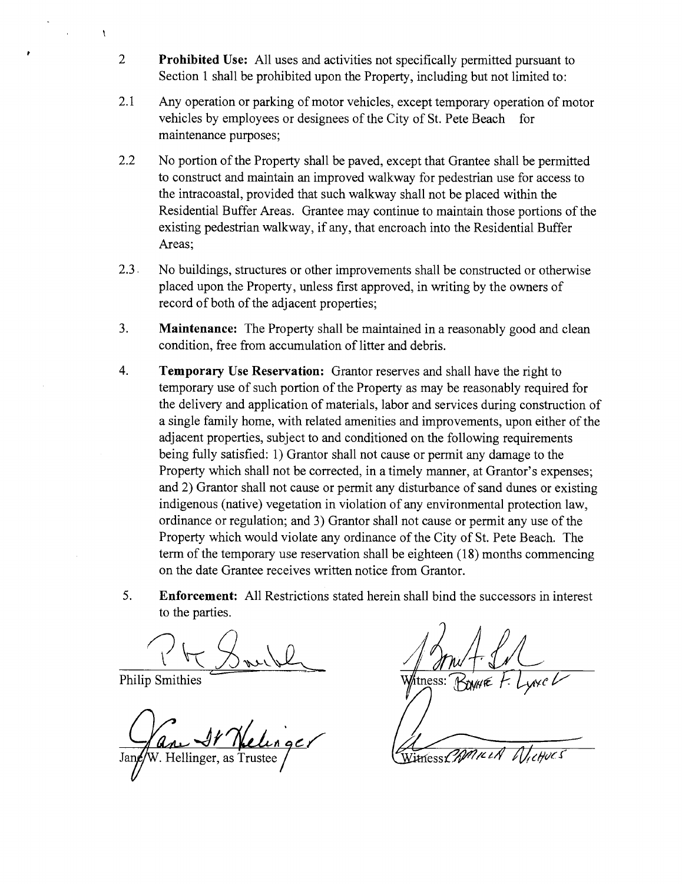2 **Prohibited Use:** All uses and activities not specifically permitted pursuant to Section 1 shall be prohibited upon the Property, including but not limited to:

2.1 Any operation or parking of motor vehicles, except temporary operation of motor vehicles by employees or designees of the City of St. Pete Beach for maintenance purposes;

2.2 No portion of the Property shall be paved, except that Grantee shall be permitted to construct and maintain an improved walkway for pedestrian use for access to the intracoastal, provided that such walkway shall not be placed within the Residential Buffer Areas. Grantee may continue to maintain those portions of the existing pedestrian walkway, if any, that encroach into the Residential Buffer Areas;

2.3 No buildings, structures or other improvements shall be constructed or otherwise placed upon the Property, unless first approved, in writing by the owners of record of both of the adjacent properties;

3. **Maintenance:** The Property shall be maintained in a reasonably good and clean condition, free from accumulation of litter and debris.

4. **Temporary Use Reservation:** Grantor reserves and shall have the right to temporary use of such portion of the Property as may be reasonably required for the delivery and application of materials, labor and services during construction of a single family home, with related amenities and improvements, upon either of the adjacent properties, subject to and conditioned on the following requirements being fully satisfied: 1) Grantor shall not cause or permit any damage to the Property which shall not be corrected, in a timely manner, at Grantor's expenses; and 2) Grantor shall not cause or permit any disturbance of sand dunes or existing indigenous (native) vegetation in violation of any environmental protection law, ordinance or regulation; and 3) Grantor shall not cause or permit any use of the Property which would violate any ordinance of the City of St. Pete Beach. The term of the temporary use reservation shall be eighteen (18) months commencing on the date Grantee receives written notice from Grantor.

5. **Enforcement:** All Restrictions stated herein shall bind the successors in interest to the parties.

Philip Smithies

Jane W. Hellinger, as Trustee

Witness: Bonnie F. Lynch

Witness: Carmen Nichols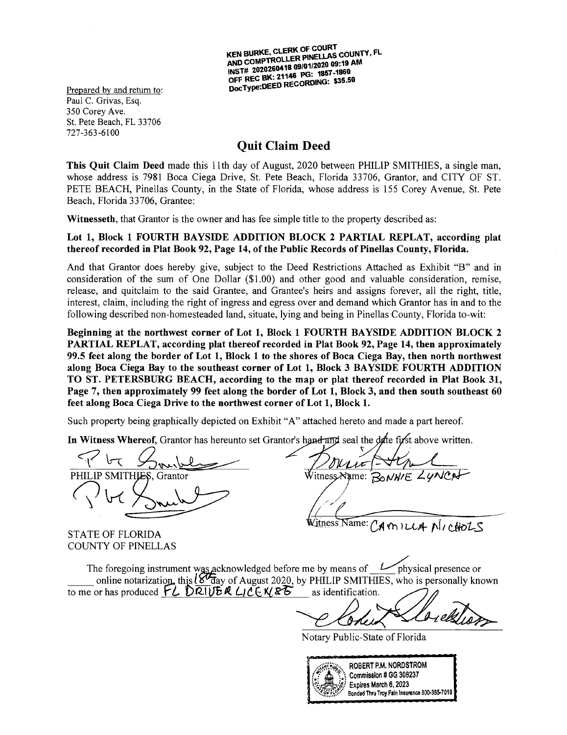KEN BURKE, CLERK OF COURT
AND COMPTROLLER PINELLAS COUNTY, FL
INST# 2020260418 09/01/2020 09:19 AM
OFF REC BK: 21146 PG: 1857-1860
DocType:DEED RECORDING: $35.50

Prepared by and return to:
Paul C. Grivas, Esq.
350 Corey Ave.
St. Pete Beach, FL 33706
727-363-6100

# Quit Claim Deed

**This Quit Claim Deed** made this 11th day of August, 2020 between PHILIP SMITHIES, a single man, whose address is 7981 Boca Ciega Drive, St. Pete Beach, Florida 33706, Grantor, and CITY OF ST. PETE BEACH, Pinellas County, in the State of Florida, whose address is 155 Corey Avenue, St. Pete Beach, Florida 33706, Grantee:

**Witnesseth**, that Grantor is the owner and has fee simple title to the property described as:

**Lot 1, Block 1 FOURTH BAYSIDE ADDITION BLOCK 2 PARTIAL REPLAT, according plat thereof recorded in Plat Book 92, Page 14, of the Public Records of Pinellas County, Florida.**

And that Grantor does hereby give, subject to the Deed Restrictions Attached as Exhibit "B" and in consideration of the sum of One Dollar ($1.00) and other good and valuable consideration, remise, release, and quitclaim to the said Grantee, and Grantee's heirs and assigns forever, all the right, title, interest, claim, including the right of ingress and egress over and demand which Grantor has in and to the following described non-homesteaded land, situate, lying and being in Pinellas County, Florida to-wit:

**Beginning at the northwest corner of Lot 1, Block 1 FOURTH BAYSIDE ADDITION BLOCK 2 PARTIAL REPLAT, according plat thereof recorded in Plat Book 92, Page 14, then approximately 99.5 feet along the border of Lot 1, Block 1 to the shores of Boca Ciega Bay, then north northwest along Boca Ciega Bay to the southeast corner of Lot 1, Block 3 BAYSIDE FOURTH ADDITION TO ST. PETERSBURG BEACH, according to the map or plat thereof recorded in Plat Book 31, Page 7, then approximately 99 feet along the border of Lot 1, Block 3, and then south southeast 60 feet along Boca Ciega Drive to the northwest corner of Lot 1, Block 1.**

Such property being graphically depicted on Exhibit "A" attached hereto and made a part hereof.

**In Witness Whereof**, Grantor has hereunto set Grantor's hand and seal the date first above written.

PHILIP SMITHIES, Grantor

Witness Name: BONNIE LYNCH

Witness Name: CAMILLA NICHOLS

STATE OF FLORIDA
COUNTY OF PINELLAS

The foregoing instrument was acknowledged before me by means of ✓ physical presence or ____ online notarization, this 18th day of August 2020, by PHILIP SMITHIES, who is personally known to me or has produced FL DRIVER LICENSE as identification.

Notary Public-State of Florida

ROBERT P.M. NORDSTROM
Commission # GG 308237
Expires March 6, 2023
Bonded Thru Troy Fain Insurance 800-385-7019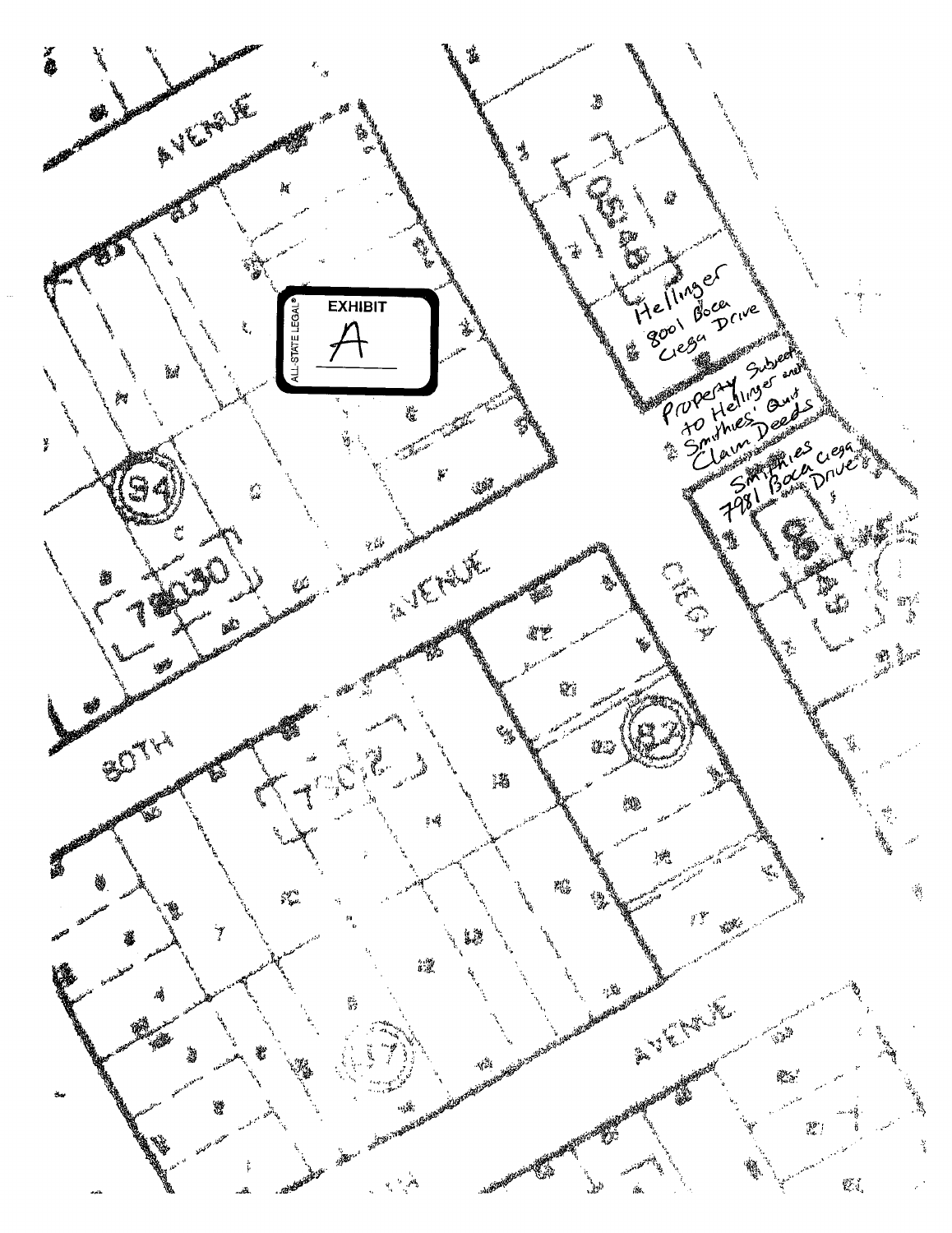EXHIBIT

A

ALL-STATE LEGAL®

AVENUE

94

7830

80TH AVENUE

7802

87

CIEGA

86

Hellinger
8001 Boca
Ciega Drive

Property Subject
to Hellinger and
Smithies' Quit
Claim Deeds

Smithies
7981 Boca Ciega
Drive

AVENUE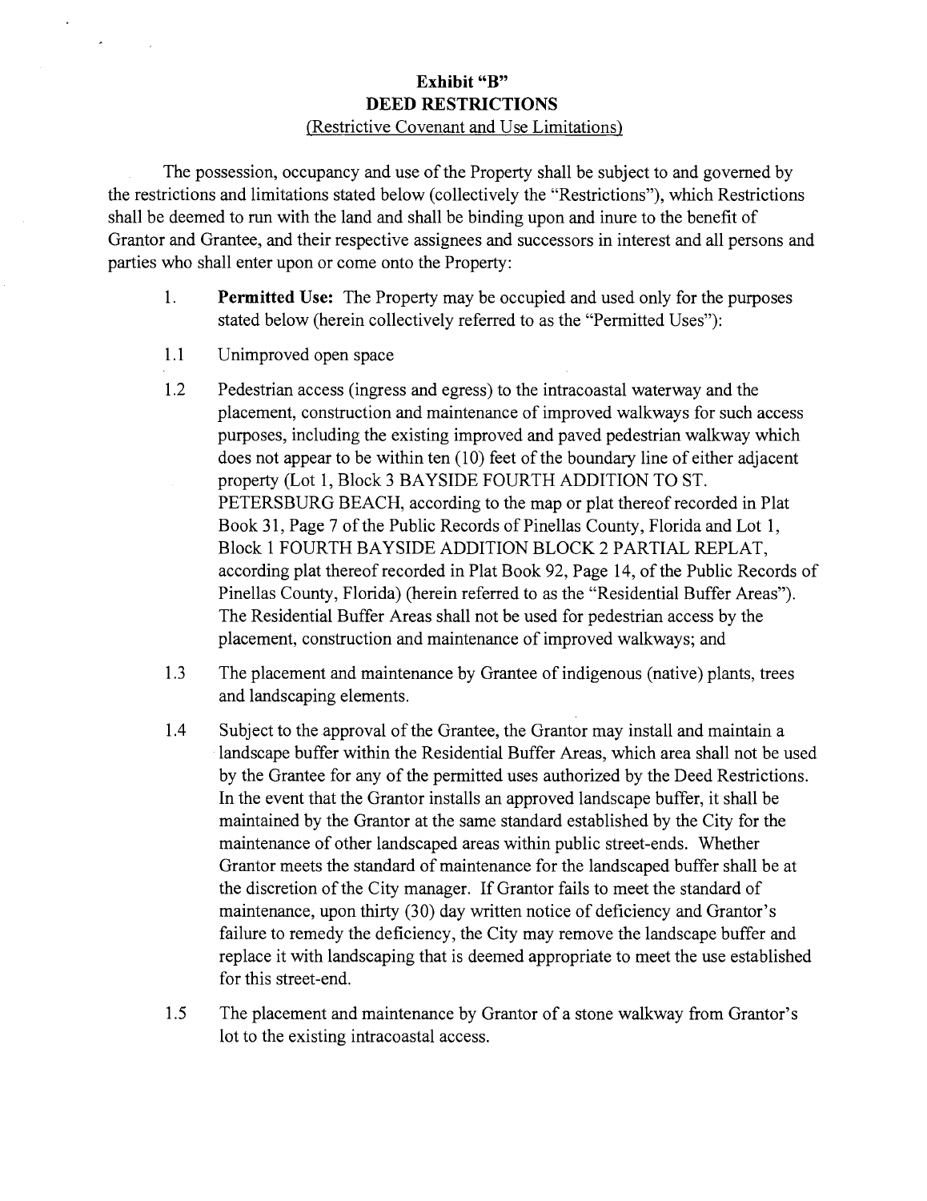# Exhibit "B"
# DEED RESTRICTIONS
(Restrictive Covenant and Use Limitations)

The possession, occupancy and use of the Property shall be subject to and governed by the restrictions and limitations stated below (collectively the "Restrictions"), which Restrictions shall be deemed to run with the land and shall be binding upon and inure to the benefit of Grantor and Grantee, and their respective assignees and successors in interest and all persons and parties who shall enter upon or come onto the Property:

1. **Permitted Use:** The Property may be occupied and used only for the purposes stated below (herein collectively referred to as the "Permitted Uses"):

1.1 Unimproved open space

1.2 Pedestrian access (ingress and egress) to the intracoastal waterway and the placement, construction and maintenance of improved walkways for such access purposes, including the existing improved and paved pedestrian walkway which does not appear to be within ten (10) feet of the boundary line of either adjacent property (Lot 1, Block 3 BAYSIDE FOURTH ADDITION TO ST. PETERSBURG BEACH, according to the map or plat thereof recorded in Plat Book 31, Page 7 of the Public Records of Pinellas County, Florida and Lot 1, Block 1 FOURTH BAYSIDE ADDITION BLOCK 2 PARTIAL REPLAT, according plat thereof recorded in Plat Book 92, Page 14, of the Public Records of Pinellas County, Florida) (herein referred to as the "Residential Buffer Areas"). The Residential Buffer Areas shall not be used for pedestrian access by the placement, construction and maintenance of improved walkways; and

1.3 The placement and maintenance by Grantee of indigenous (native) plants, trees and landscaping elements.

1.4 Subject to the approval of the Grantee, the Grantor may install and maintain a landscape buffer within the Residential Buffer Areas, which area shall not be used by the Grantee for any of the permitted uses authorized by the Deed Restrictions. In the event that the Grantor installs an approved landscape buffer, it shall be maintained by the Grantor at the same standard established by the City for the maintenance of other landscaped areas within public street-ends. Whether Grantor meets the standard of maintenance for the landscaped buffer shall be at the discretion of the City manager. If Grantor fails to meet the standard of maintenance, upon thirty (30) day written notice of deficiency and Grantor's failure to remedy the deficiency, the City may remove the landscape buffer and replace it with landscaping that is deemed appropriate to meet the use established for this street-end.

1.5 The placement and maintenance by Grantor of a stone walkway from Grantor's lot to the existing intracoastal access.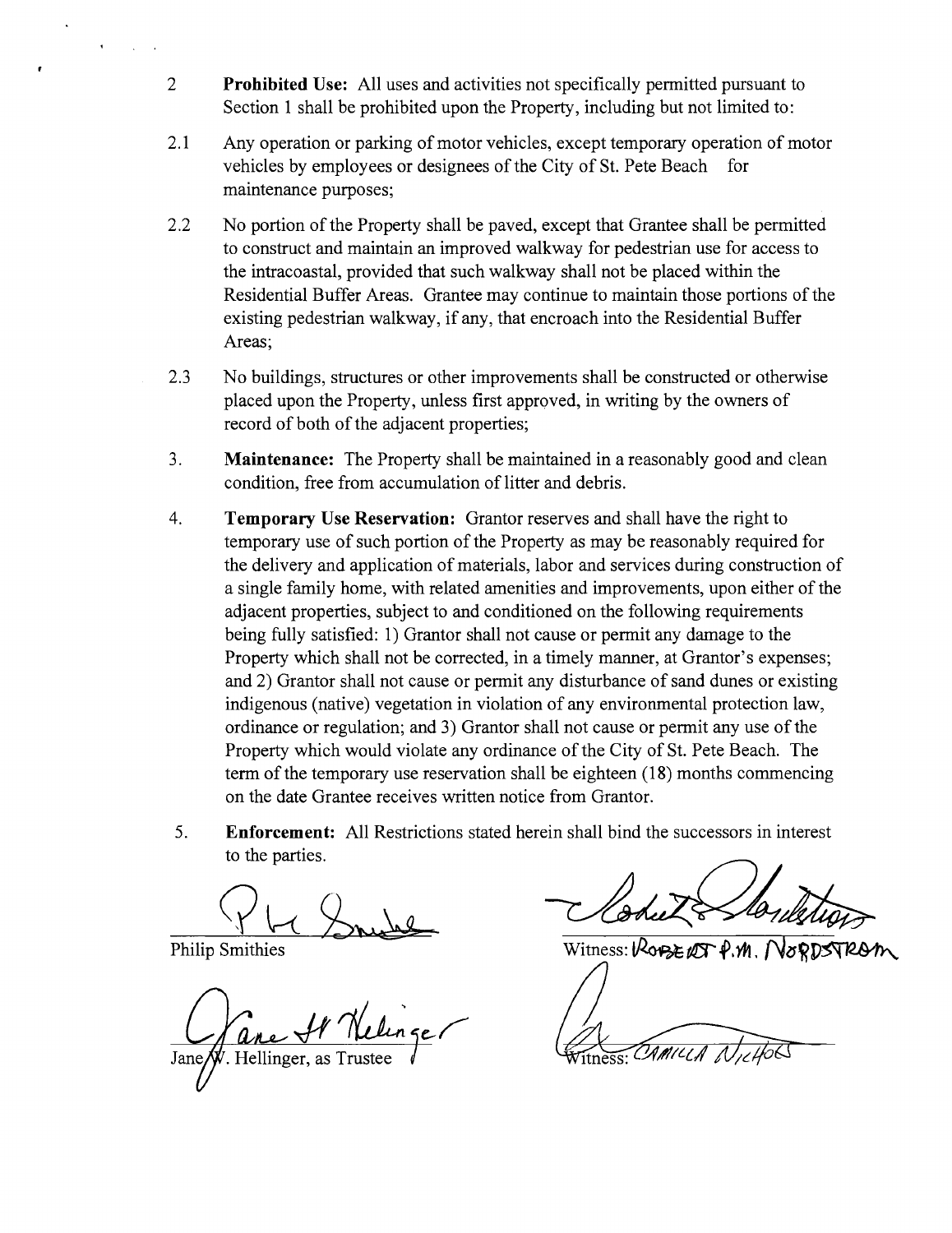2 **Prohibited Use:** All uses and activities not specifically permitted pursuant to Section 1 shall be prohibited upon the Property, including but not limited to:

2.1 Any operation or parking of motor vehicles, except temporary operation of motor vehicles by employees or designees of the City of St. Pete Beach for maintenance purposes;

2.2 No portion of the Property shall be paved, except that Grantee shall be permitted to construct and maintain an improved walkway for pedestrian use for access to the intracoastal, provided that such walkway shall not be placed within the Residential Buffer Areas. Grantee may continue to maintain those portions of the existing pedestrian walkway, if any, that encroach into the Residential Buffer Areas;

2.3 No buildings, structures or other improvements shall be constructed or otherwise placed upon the Property, unless first approved, in writing by the owners of record of both of the adjacent properties;

3. **Maintenance:** The Property shall be maintained in a reasonably good and clean condition, free from accumulation of litter and debris.

4. **Temporary Use Reservation:** Grantor reserves and shall have the right to temporary use of such portion of the Property as may be reasonably required for the delivery and application of materials, labor and services during construction of a single family home, with related amenities and improvements, upon either of the adjacent properties, subject to and conditioned on the following requirements being fully satisfied: 1) Grantor shall not cause or permit any damage to the Property which shall not be corrected, in a timely manner, at Grantor's expenses; and 2) Grantor shall not cause or permit any disturbance of sand dunes or existing indigenous (native) vegetation in violation of any environmental protection law, ordinance or regulation; and 3) Grantor shall not cause or permit any use of the Property which would violate any ordinance of the City of St. Pete Beach. The term of the temporary use reservation shall be eighteen (18) months commencing on the date Grantee receives written notice from Grantor.

5. **Enforcement:** All Restrictions stated herein shall bind the successors in interest to the parties.

Philip Smithies

Jane W. Hellinger, as Trustee

Witness: ROBERT P.M. NORDSTROM

Witness: CAMILLA NICHOLS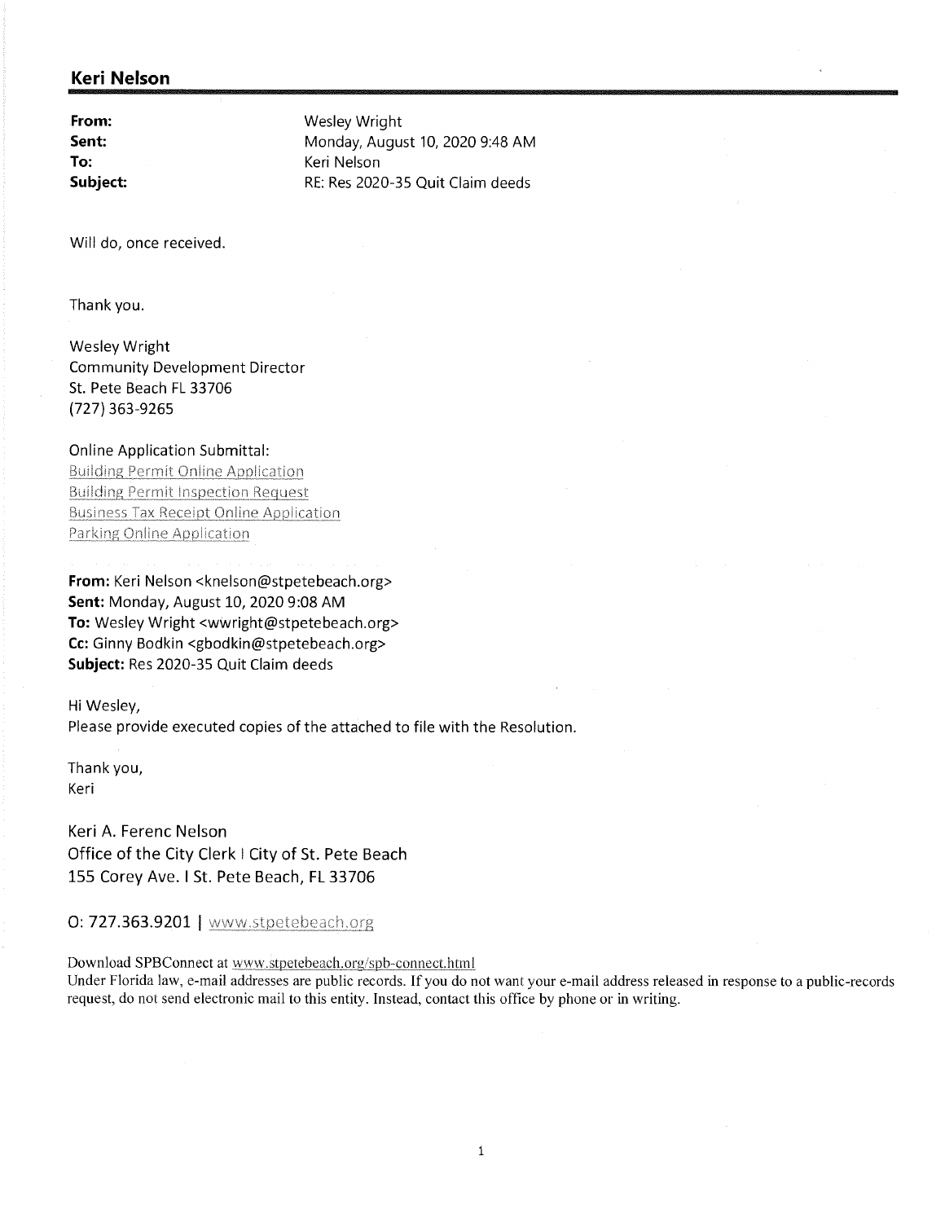## Keri Nelson

**From:** Wesley Wright
**Sent:** Monday, August 10, 2020 9:48 AM
**To:** Keri Nelson
**Subject:** RE: Res 2020-35 Quit Claim deeds

Will do, once received.

Thank you.

Wesley Wright
Community Development Director
St. Pete Beach FL 33706
(727) 363-9265

Online Application Submittal:
Building Permit Online Application
Building Permit Inspection Request
Business Tax Receipt Online Application
Parking Online Application

**From:** Keri Nelson <knelson@stpetebeach.org>
**Sent:** Monday, August 10, 2020 9:08 AM
**To:** Wesley Wright <wwright@stpetebeach.org>
**Cc:** Ginny Bodkin <gbodkin@stpetebeach.org>
**Subject:** Res 2020-35 Quit Claim deeds

Hi Wesley,
Please provide executed copies of the attached to file with the Resolution.

Thank you,
Keri

Keri A. Ferenc Nelson
Office of the City Clerk | City of St. Pete Beach
155 Corey Ave. | St. Pete Beach, FL 33706

O: 727.363.9201 | www.stpetebeach.org

Download SPBConnect at www.stpetebeach.org/spb-connect.html
Under Florida law, e-mail addresses are public records. If you do not want your e-mail address released in response to a public-records request, do not send electronic mail to this entity. Instead, contact this office by phone or in writing.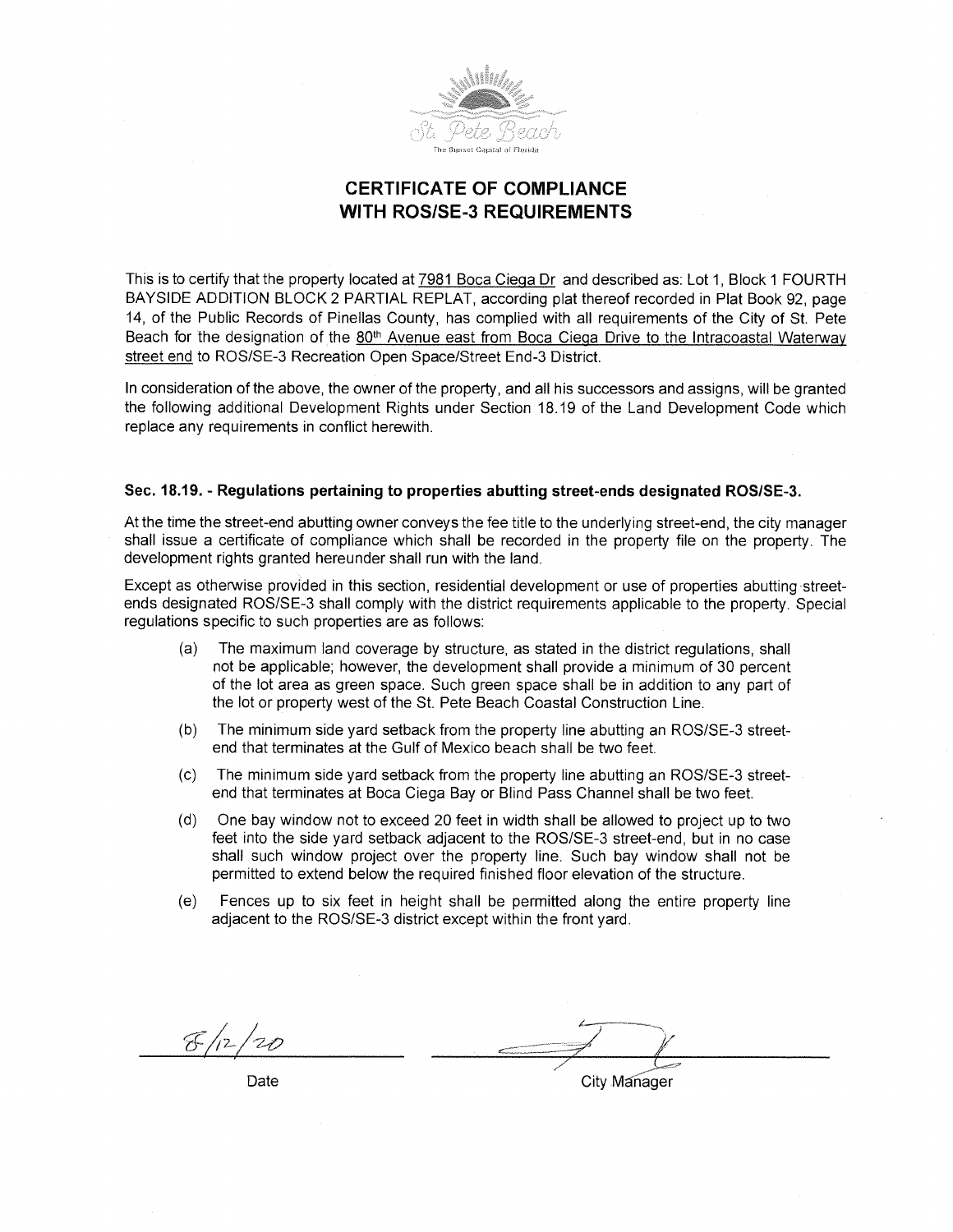St. Pete Beach
The Sunset Capital of Florida

# CERTIFICATE OF COMPLIANCE WITH ROS/SE-3 REQUIREMENTS

This is to certify that the property located at 7981 Boca Ciega Dr and described as: Lot 1, Block 1 FOURTH BAYSIDE ADDITION BLOCK 2 PARTIAL REPLAT, according plat thereof recorded in Plat Book 92, page 14, of the Public Records of Pinellas County, has complied with all requirements of the City of St. Pete Beach for the designation of the 80th Avenue east from Boca Ciega Drive to the Intracoastal Waterway street end to ROS/SE-3 Recreation Open Space/Street End-3 District.

In consideration of the above, the owner of the property, and all his successors and assigns, will be granted the following additional Development Rights under Section 18.19 of the Land Development Code which replace any requirements in conflict herewith.

### Sec. 18.19. - Regulations pertaining to properties abutting street-ends designated ROS/SE-3.

At the time the street-end abutting owner conveys the fee title to the underlying street-end, the city manager shall issue a certificate of compliance which shall be recorded in the property file on the property. The development rights granted hereunder shall run with the land.

Except as otherwise provided in this section, residential development or use of properties abutting street-ends designated ROS/SE-3 shall comply with the district requirements applicable to the property. Special regulations specific to such properties are as follows:

(a) The maximum land coverage by structure, as stated in the district regulations, shall not be applicable; however, the development shall provide a minimum of 30 percent of the lot area as green space. Such green space shall be in addition to any part of the lot or property west of the St. Pete Beach Coastal Construction Line.

(b) The minimum side yard setback from the property line abutting an ROS/SE-3 street-end that terminates at the Gulf of Mexico beach shall be two feet.

(c) The minimum side yard setback from the property line abutting an ROS/SE-3 street-end that terminates at Boca Ciega Bay or Blind Pass Channel shall be two feet.

(d) One bay window not to exceed 20 feet in width shall be allowed to project up to two feet into the side yard setback adjacent to the ROS/SE-3 street-end, but in no case shall such window project over the property line. Such bay window shall not be permitted to extend below the required finished floor elevation of the structure.

(e) Fences up to six feet in height shall be permitted along the entire property line adjacent to the ROS/SE-3 district except within the front yard.

8/12/20
Date

City Manager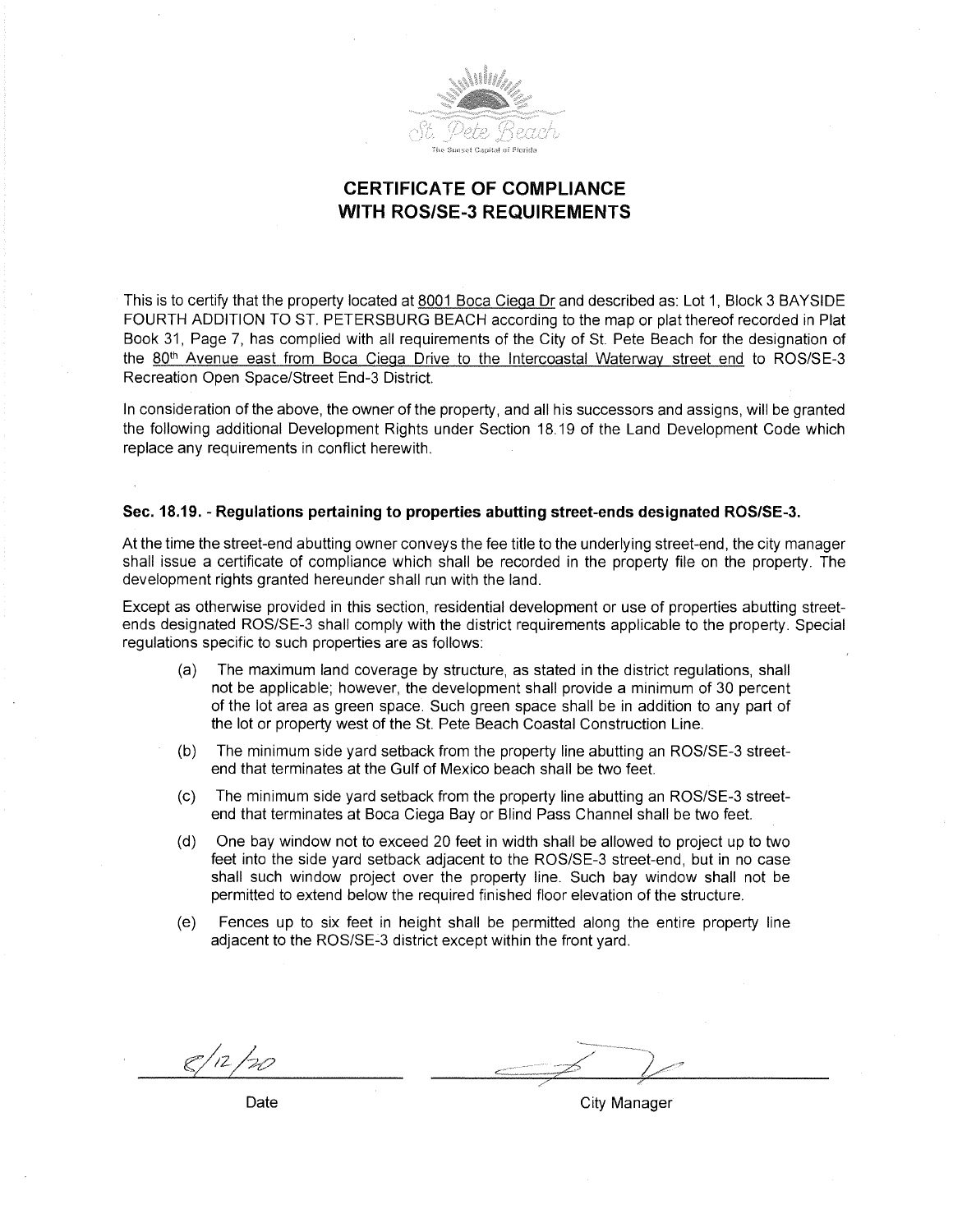St. Pete Beach

The Sunset Capital of Florida

# CERTIFICATE OF COMPLIANCE WITH ROS/SE-3 REQUIREMENTS

This is to certify that the property located at 8001 Boca Ciega Dr and described as: Lot 1, Block 3 BAYSIDE FOURTH ADDITION TO ST. PETERSBURG BEACH according to the map or plat thereof recorded in Plat Book 31, Page 7, has complied with all requirements of the City of St. Pete Beach for the designation of the 80th Avenue east from Boca Ciega Drive to the Intercoastal Waterway street end to ROS/SE-3 Recreation Open Space/Street End-3 District.

In consideration of the above, the owner of the property, and all his successors and assigns, will be granted the following additional Development Rights under Section 18.19 of the Land Development Code which replace any requirements in conflict herewith.

### Sec. 18.19. - Regulations pertaining to properties abutting street-ends designated ROS/SE-3.

At the time the street-end abutting owner conveys the fee title to the underlying street-end, the city manager shall issue a certificate of compliance which shall be recorded in the property file on the property. The development rights granted hereunder shall run with the land.

Except as otherwise provided in this section, residential development or use of properties abutting street-ends designated ROS/SE-3 shall comply with the district requirements applicable to the property. Special regulations specific to such properties are as follows:

(a) The maximum land coverage by structure, as stated in the district regulations, shall not be applicable; however, the development shall provide a minimum of 30 percent of the lot area as green space. Such green space shall be in addition to any part of the lot or property west of the St. Pete Beach Coastal Construction Line.

(b) The minimum side yard setback from the property line abutting an ROS/SE-3 street-end that terminates at the Gulf of Mexico beach shall be two feet.

(c) The minimum side yard setback from the property line abutting an ROS/SE-3 street-end that terminates at Boca Ciega Bay or Blind Pass Channel shall be two feet.

(d) One bay window not to exceed 20 feet in width shall be allowed to project up to two feet into the side yard setback adjacent to the ROS/SE-3 street-end, but in no case shall such window project over the property line. Such bay window shall not be permitted to extend below the required finished floor elevation of the structure.

(e) Fences up to six feet in height shall be permitted along the entire property line adjacent to the ROS/SE-3 district except within the front yard.

8/12/20

Date

City Manager